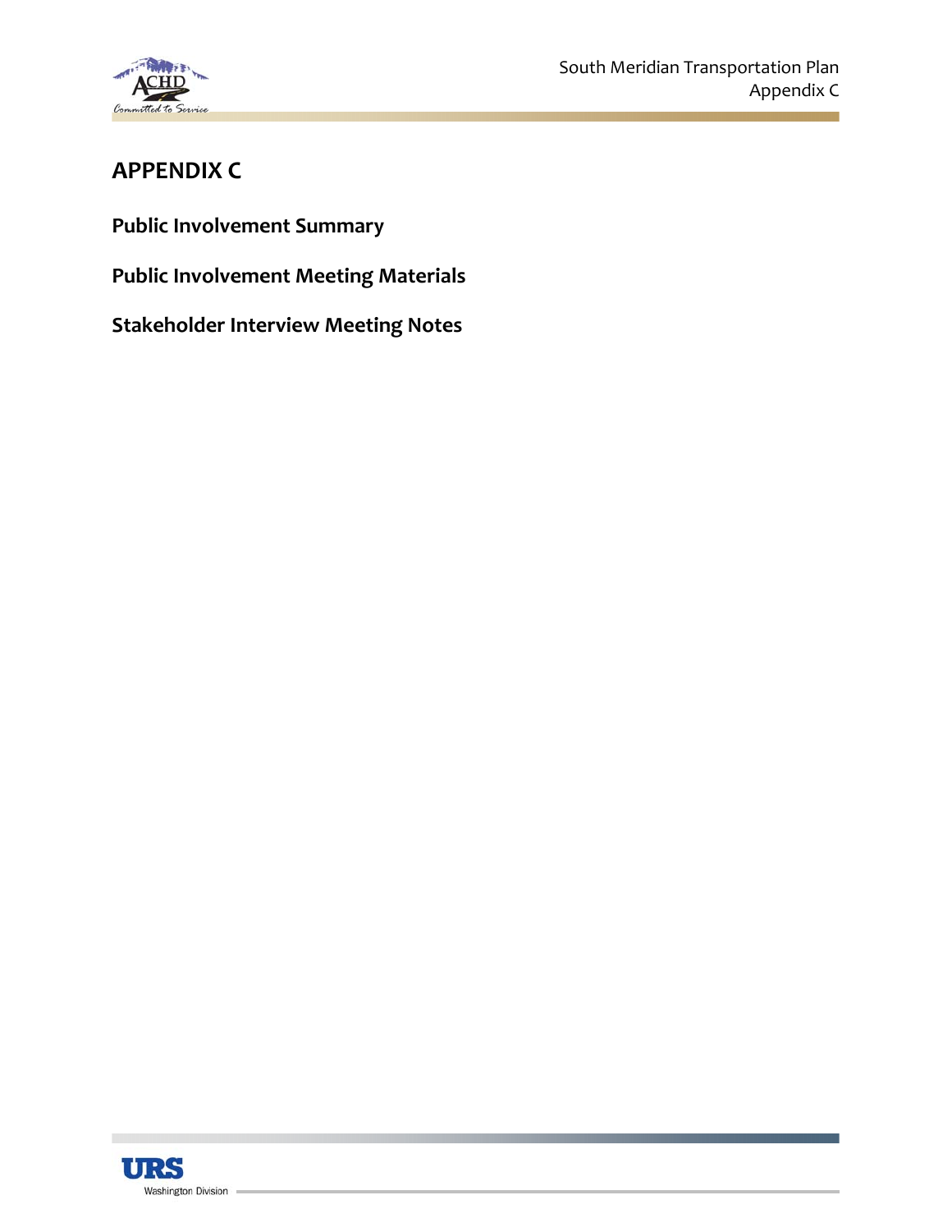# APPENDIX C

**Public Involvement Summary**

**Public Involvement Meeting Materials**

**Stakeholder Interview Meeting Notes**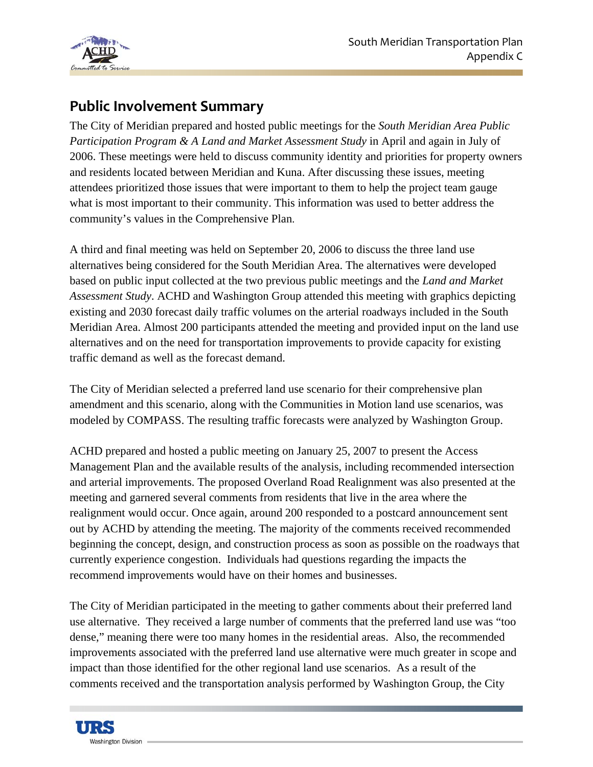## Public Involvement Summary

The City of Meridian prepared and hosted public meetings for the *South Meridian Area Public Participation Program & A Land and Market Assessment Study* in April and again in July of 2006. These meetings were held to discuss community identity and priorities for property owners and residents located between Meridian and Kuna. After discussing these issues, meeting attendees prioritized those issues that were important to them to help the project team gauge what is most important to their community. This information was used to better address the community's values in the Comprehensive Plan.

A third and final meeting was held on September 20, 2006 to discuss the three land use alternatives being considered for the South Meridian Area. The alternatives were developed based on public input collected at the two previous public meetings and the *Land and Market Assessment Study*. ACHD and Washington Group attended this meeting with graphics depicting existing and 2030 forecast daily traffic volumes on the arterial roadways included in the South Meridian Area. Almost 200 participants attended the meeting and provided input on the land use alternatives and on the need for transportation improvements to provide capacity for existing traffic demand as well as the forecast demand.

The City of Meridian selected a preferred land use scenario for their comprehensive plan amendment and this scenario, along with the Communities in Motion land use scenarios, was modeled by COMPASS. The resulting traffic forecasts were analyzed by Washington Group.

ACHD prepared and hosted a public meeting on January 25, 2007 to present the Access Management Plan and the available results of the analysis, including recommended intersection and arterial improvements. The proposed Overland Road Realignment was also presented at the meeting and garnered several comments from residents that live in the area where the realignment would occur. Once again, around 200 responded to a postcard announcement sent out by ACHD by attending the meeting. The majority of the comments received recommended beginning the concept, design, and construction process as soon as possible on the roadways that currently experience congestion. Individuals had questions regarding the impacts the recommend improvements would have on their homes and businesses.

The City of Meridian participated in the meeting to gather comments about their preferred land use alternative. They received a large number of comments that the preferred land use was "too dense," meaning there were too many homes in the residential areas. Also, the recommended improvements associated with the preferred land use alternative were much greater in scope and impact than those identified for the other regional land use scenarios. As a result of the comments received and the transportation analysis performed by Washington Group, the City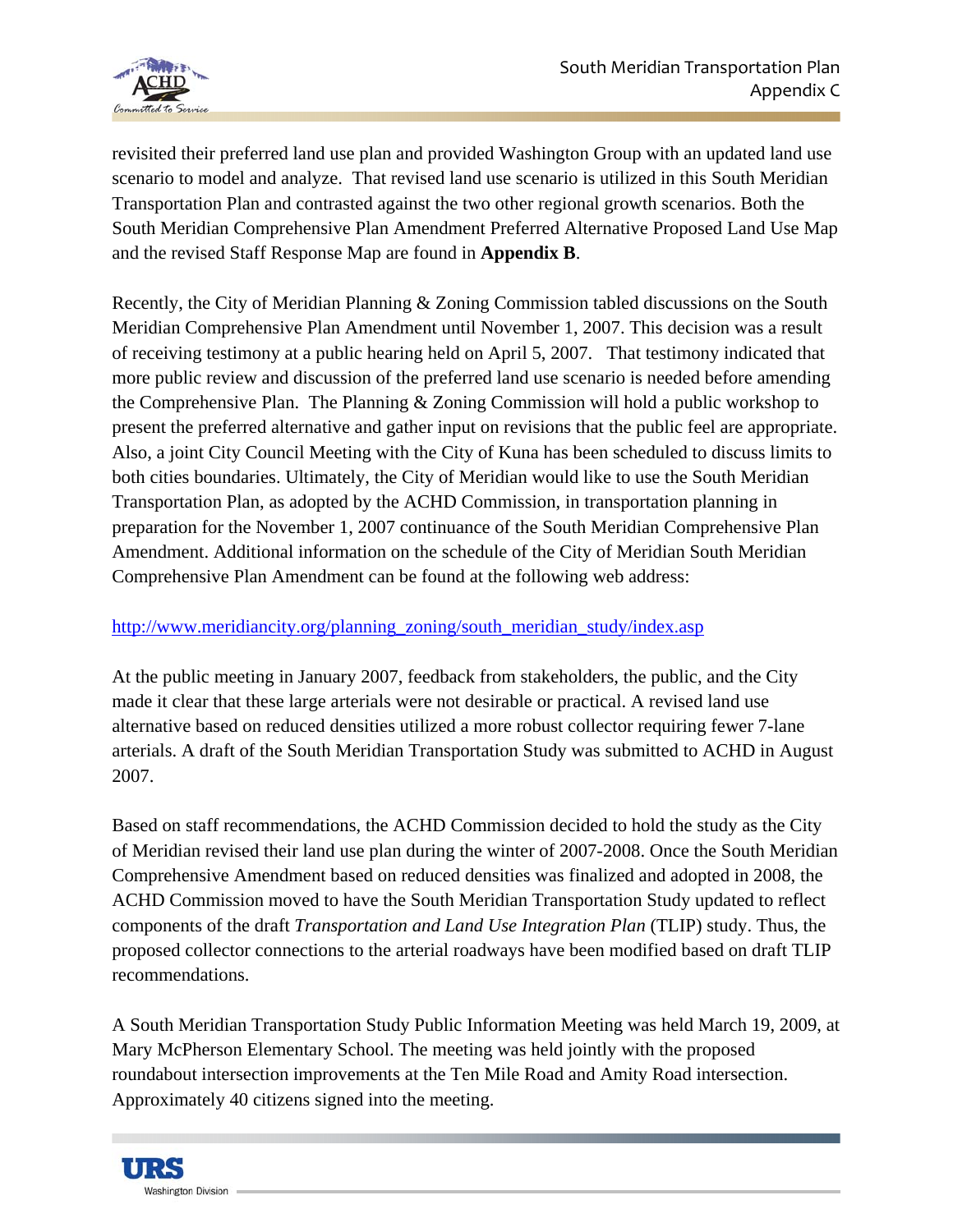revisited their preferred land use plan and provided Washington Group with an updated land use scenario to model and analyze. That revised land use scenario is utilized in this South Meridian Transportation Plan and contrasted against the two other regional growth scenarios. Both the South Meridian Comprehensive Plan Amendment Preferred Alternative Proposed Land Use Map and the revised Staff Response Map are found in **Appendix B**.

Recently, the City of Meridian Planning & Zoning Commission tabled discussions on the South Meridian Comprehensive Plan Amendment until November 1, 2007. This decision was a result of receiving testimony at a public hearing held on April 5, 2007. That testimony indicated that more public review and discussion of the preferred land use scenario is needed before amending the Comprehensive Plan. The Planning & Zoning Commission will hold a public workshop to present the preferred alternative and gather input on revisions that the public feel are appropriate. Also, a joint City Council Meeting with the City of Kuna has been scheduled to discuss limits to both cities boundaries. Ultimately, the City of Meridian would like to use the South Meridian Transportation Plan, as adopted by the ACHD Commission, in transportation planning in preparation for the November 1, 2007 continuance of the South Meridian Comprehensive Plan Amendment. Additional information on the schedule of the City of Meridian South Meridian Comprehensive Plan Amendment can be found at the following web address:

http://www.meridiancity.org/planning_zoning/south_meridian_study/index.asp

At the public meeting in January 2007, feedback from stakeholders, the public, and the City made it clear that these large arterials were not desirable or practical. A revised land use alternative based on reduced densities utilized a more robust collector requiring fewer 7-lane arterials. A draft of the South Meridian Transportation Study was submitted to ACHD in August 2007.

Based on staff recommendations, the ACHD Commission decided to hold the study as the City of Meridian revised their land use plan during the winter of 2007-2008. Once the South Meridian Comprehensive Amendment based on reduced densities was finalized and adopted in 2008, the ACHD Commission moved to have the South Meridian Transportation Study updated to reflect components of the draft *Transportation and Land Use Integration Plan* (TLIP) study. Thus, the proposed collector connections to the arterial roadways have been modified based on draft TLIP recommendations.

A South Meridian Transportation Study Public Information Meeting was held March 19, 2009, at Mary McPherson Elementary School. The meeting was held jointly with the proposed roundabout intersection improvements at the Ten Mile Road and Amity Road intersection. Approximately 40 citizens signed into the meeting.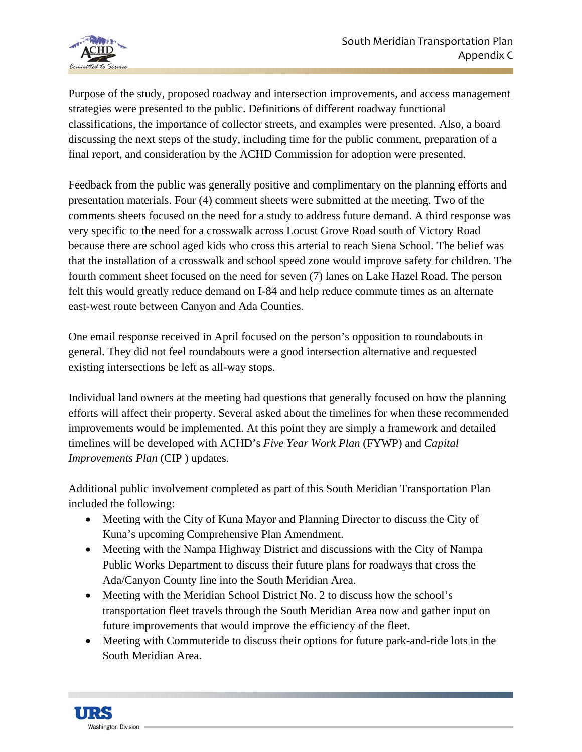Purpose of the study, proposed roadway and intersection improvements, and access management strategies were presented to the public. Definitions of different roadway functional classifications, the importance of collector streets, and examples were presented. Also, a board discussing the next steps of the study, including time for the public comment, preparation of a final report, and consideration by the ACHD Commission for adoption were presented.

Feedback from the public was generally positive and complimentary on the planning efforts and presentation materials. Four (4) comment sheets were submitted at the meeting. Two of the comments sheets focused on the need for a study to address future demand. A third response was very specific to the need for a crosswalk across Locust Grove Road south of Victory Road because there are school aged kids who cross this arterial to reach Siena School. The belief was that the installation of a crosswalk and school speed zone would improve safety for children. The fourth comment sheet focused on the need for seven (7) lanes on Lake Hazel Road. The person felt this would greatly reduce demand on I-84 and help reduce commute times as an alternate east-west route between Canyon and Ada Counties.

One email response received in April focused on the person's opposition to roundabouts in general. They did not feel roundabouts were a good intersection alternative and requested existing intersections be left as all-way stops.

Individual land owners at the meeting had questions that generally focused on how the planning efforts will affect their property. Several asked about the timelines for when these recommended improvements would be implemented. At this point they are simply a framework and detailed timelines will be developed with ACHD's *Five Year Work Plan* (FYWP) and *Capital Improvements Plan* (CIP ) updates.

Additional public involvement completed as part of this South Meridian Transportation Plan included the following:

- Meeting with the City of Kuna Mayor and Planning Director to discuss the City of Kuna's upcoming Comprehensive Plan Amendment.
- Meeting with the Nampa Highway District and discussions with the City of Nampa Public Works Department to discuss their future plans for roadways that cross the Ada/Canyon County line into the South Meridian Area.
- Meeting with the Meridian School District No. 2 to discuss how the school's transportation fleet travels through the South Meridian Area now and gather input on future improvements that would improve the efficiency of the fleet.
- Meeting with Commuteride to discuss their options for future park-and-ride lots in the South Meridian Area.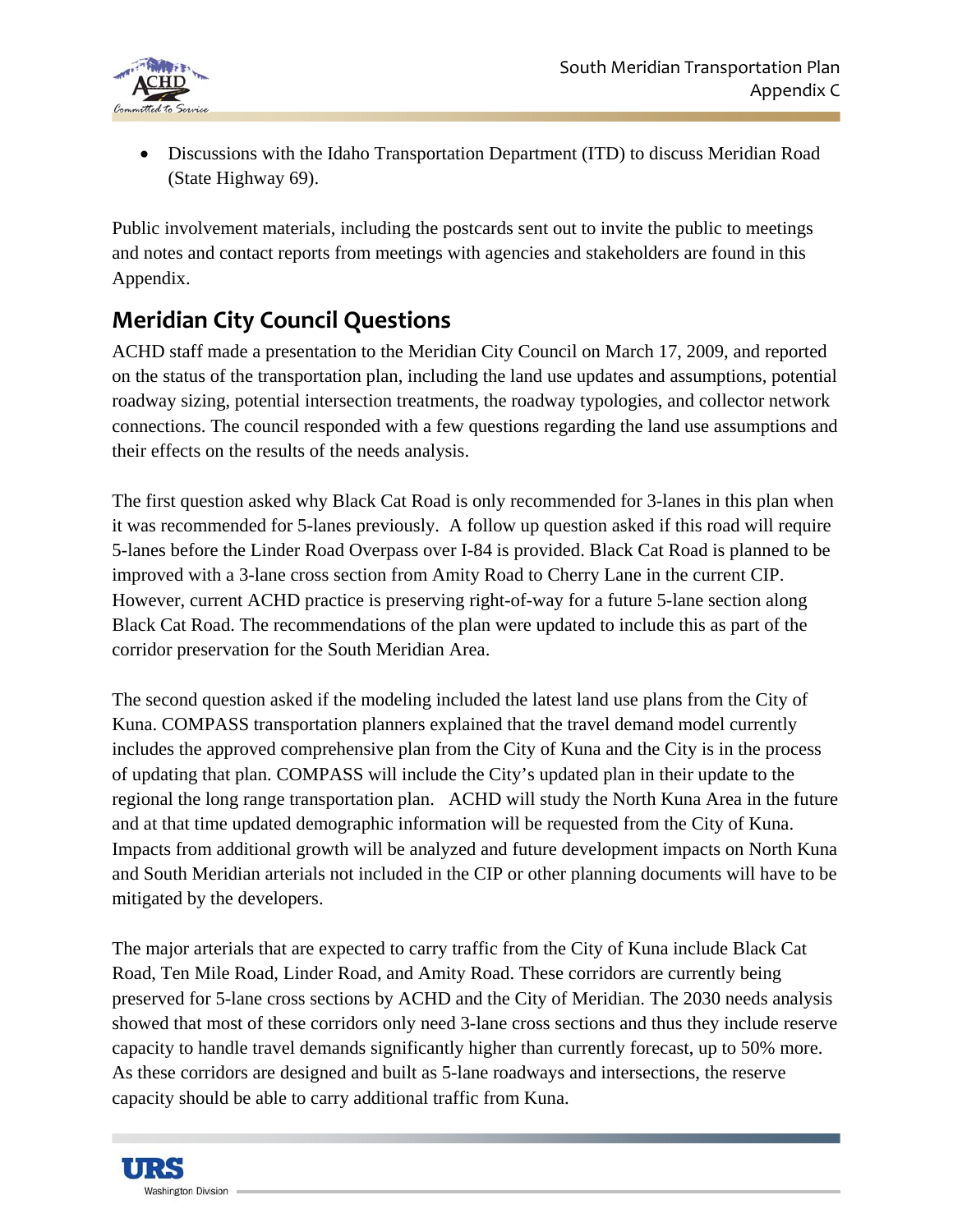- Discussions with the Idaho Transportation Department (ITD) to discuss Meridian Road (State Highway 69).

Public involvement materials, including the postcards sent out to invite the public to meetings and notes and contact reports from meetings with agencies and stakeholders are found in this Appendix.

## Meridian City Council Questions

ACHD staff made a presentation to the Meridian City Council on March 17, 2009, and reported on the status of the transportation plan, including the land use updates and assumptions, potential roadway sizing, potential intersection treatments, the roadway typologies, and collector network connections. The council responded with a few questions regarding the land use assumptions and their effects on the results of the needs analysis.

The first question asked why Black Cat Road is only recommended for 3-lanes in this plan when it was recommended for 5-lanes previously. A follow up question asked if this road will require 5-lanes before the Linder Road Overpass over I-84 is provided. Black Cat Road is planned to be improved with a 3-lane cross section from Amity Road to Cherry Lane in the current CIP. However, current ACHD practice is preserving right-of-way for a future 5-lane section along Black Cat Road. The recommendations of the plan were updated to include this as part of the corridor preservation for the South Meridian Area.

The second question asked if the modeling included the latest land use plans from the City of Kuna. COMPASS transportation planners explained that the travel demand model currently includes the approved comprehensive plan from the City of Kuna and the City is in the process of updating that plan. COMPASS will include the City's updated plan in their update to the regional the long range transportation plan. ACHD will study the North Kuna Area in the future and at that time updated demographic information will be requested from the City of Kuna. Impacts from additional growth will be analyzed and future development impacts on North Kuna and South Meridian arterials not included in the CIP or other planning documents will have to be mitigated by the developers.

The major arterials that are expected to carry traffic from the City of Kuna include Black Cat Road, Ten Mile Road, Linder Road, and Amity Road. These corridors are currently being preserved for 5-lane cross sections by ACHD and the City of Meridian. The 2030 needs analysis showed that most of these corridors only need 3-lane cross sections and thus they include reserve capacity to handle travel demands significantly higher than currently forecast, up to 50% more. As these corridors are designed and built as 5-lane roadways and intersections, the reserve capacity should be able to carry additional traffic from Kuna.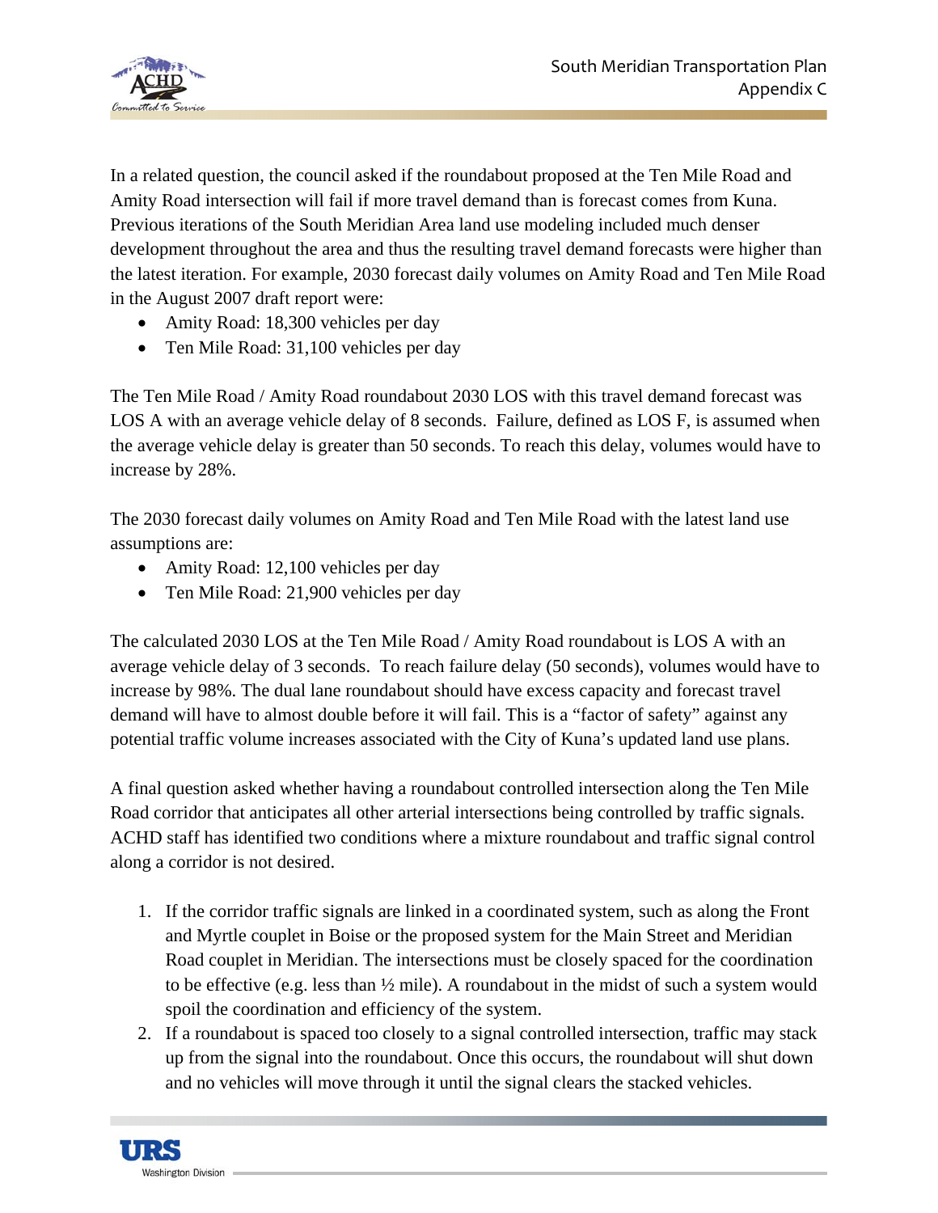In a related question, the council asked if the roundabout proposed at the Ten Mile Road and Amity Road intersection will fail if more travel demand than is forecast comes from Kuna. Previous iterations of the South Meridian Area land use modeling included much denser development throughout the area and thus the resulting travel demand forecasts were higher than the latest iteration. For example, 2030 forecast daily volumes on Amity Road and Ten Mile Road in the August 2007 draft report were:

- Amity Road: 18,300 vehicles per day
- Ten Mile Road: 31,100 vehicles per day

The Ten Mile Road / Amity Road roundabout 2030 LOS with this travel demand forecast was LOS A with an average vehicle delay of 8 seconds. Failure, defined as LOS F, is assumed when the average vehicle delay is greater than 50 seconds. To reach this delay, volumes would have to increase by 28%.

The 2030 forecast daily volumes on Amity Road and Ten Mile Road with the latest land use assumptions are:

- Amity Road: 12,100 vehicles per day
- Ten Mile Road: 21,900 vehicles per day

The calculated 2030 LOS at the Ten Mile Road / Amity Road roundabout is LOS A with an average vehicle delay of 3 seconds. To reach failure delay (50 seconds), volumes would have to increase by 98%. The dual lane roundabout should have excess capacity and forecast travel demand will have to almost double before it will fail. This is a "factor of safety" against any potential traffic volume increases associated with the City of Kuna's updated land use plans.

A final question asked whether having a roundabout controlled intersection along the Ten Mile Road corridor that anticipates all other arterial intersections being controlled by traffic signals. ACHD staff has identified two conditions where a mixture roundabout and traffic signal control along a corridor is not desired.

1. If the corridor traffic signals are linked in a coordinated system, such as along the Front and Myrtle couplet in Boise or the proposed system for the Main Street and Meridian Road couplet in Meridian. The intersections must be closely spaced for the coordination to be effective (e.g. less than ½ mile). A roundabout in the midst of such a system would spoil the coordination and efficiency of the system.
2. If a roundabout is spaced too closely to a signal controlled intersection, traffic may stack up from the signal into the roundabout. Once this occurs, the roundabout will shut down and no vehicles will move through it until the signal clears the stacked vehicles.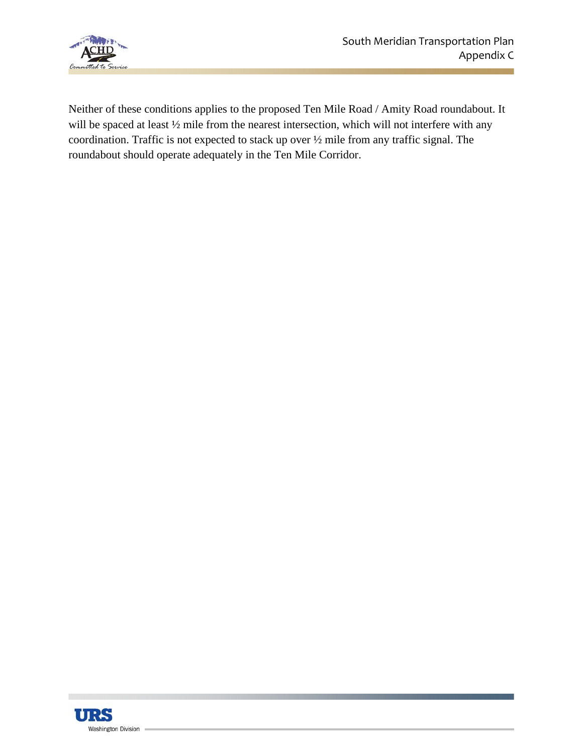Neither of these conditions applies to the proposed Ten Mile Road / Amity Road roundabout. It will be spaced at least ½ mile from the nearest intersection, which will not interfere with any coordination. Traffic is not expected to stack up over ½ mile from any traffic signal. The roundabout should operate adequately in the Ten Mile Corridor.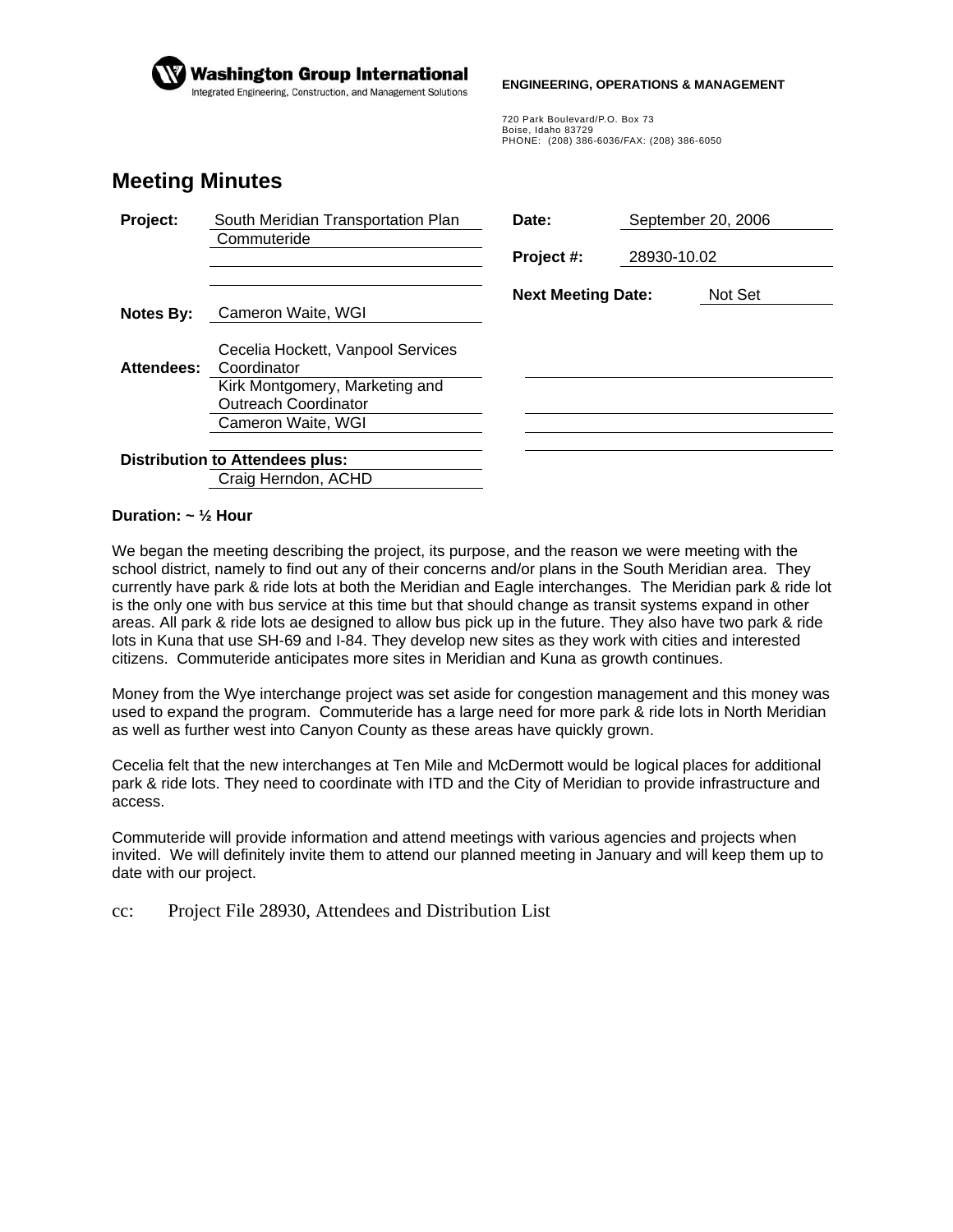**Washington Group International**
Integrated Engineering, Construction, and Management Solutions

**ENGINEERING, OPERATIONS & MANAGEMENT**

720 Park Boulevard/P.O. Box 73
Boise, Idaho 83729
PHONE: (208) 386-6036/FAX: (208) 386-6050

# Meeting Minutes

| | | | |
|---|---|---|---|
| **Project:** | South Meridian Transportation Plan Commuteride | **Date:** | September 20, 2006 |
| | | **Project #:** | 28930-10.02 |
| | | **Next Meeting Date:** | Not Set |
| **Notes By:** | Cameron Waite, WGI | | |
| **Attendees:** | Cecelia Hockett, Vanpool Services Coordinator | | |
| | Kirk Montgomery, Marketing and Outreach Coordinator | | |
| | Cameron Waite, WGI | | |
| **Distribution to Attendees plus:** | Craig Herndon, ACHD | | |

**Duration: ~ ½ Hour**

We began the meeting describing the project, its purpose, and the reason we were meeting with the school district, namely to find out any of their concerns and/or plans in the South Meridian area. They currently have park & ride lots at both the Meridian and Eagle interchanges. The Meridian park & ride lot is the only one with bus service at this time but that should change as transit systems expand in other areas. All park & ride lots ae designed to allow bus pick up in the future. They also have two park & ride lots in Kuna that use SH-69 and I-84. They develop new sites as they work with cities and interested citizens. Commuteride anticipates more sites in Meridian and Kuna as growth continues.

Money from the Wye interchange project was set aside for congestion management and this money was used to expand the program. Commuteride has a large need for more park & ride lots in North Meridian as well as further west into Canyon County as these areas have quickly grown.

Cecelia felt that the new interchanges at Ten Mile and McDermott would be logical places for additional park & ride lots. They need to coordinate with ITD and the City of Meridian to provide infrastructure and access.

Commuteride will provide information and attend meetings with various agencies and projects when invited. We will definitely invite them to attend our planned meeting in January and will keep them up to date with our project.

cc: Project File 28930, Attendees and Distribution List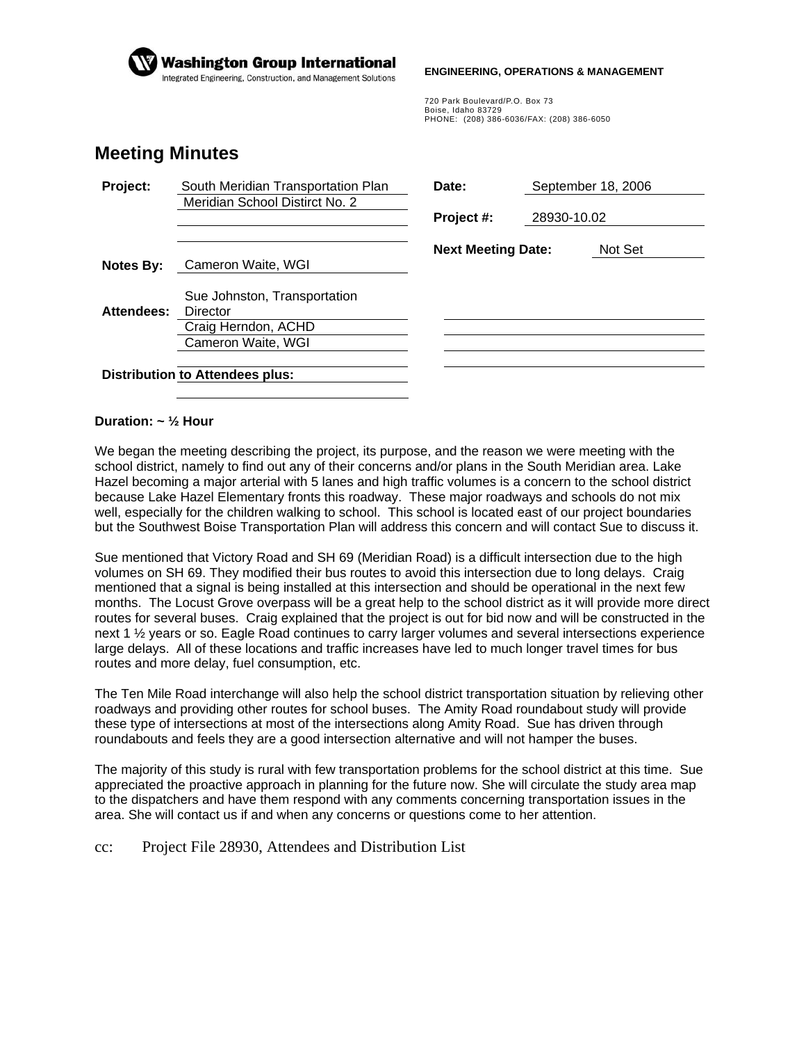**Washington Group International**
Integrated Engineering, Construction, and Management Solutions

**ENGINEERING, OPERATIONS & MANAGEMENT**

720 Park Boulevard/P.O. Box 73
Boise, Idaho 83729
PHONE: (208) 386-6036/FAX: (208) 386-6050

# Meeting Minutes

| | | | |
|---|---|---|---|
| **Project:** | South Meridian Transportation Plan<br>Meridian School Distirct No. 2 | **Date:** | September 18, 2006 |
| | | **Project #:** | 28930-10.02 |
| | | **Next Meeting Date:** | Not Set |
| **Notes By:** | Cameron Waite, WGI | | |
| **Attendees:** | Sue Johnston, Transportation Director<br>Craig Herndon, ACHD<br>Cameron Waite, WGI | | |
| **Distribution to Attendees plus:** | | | |

**Duration: ~ ½ Hour**

We began the meeting describing the project, its purpose, and the reason we were meeting with the school district, namely to find out any of their concerns and/or plans in the South Meridian area. Lake Hazel becoming a major arterial with 5 lanes and high traffic volumes is a concern to the school district because Lake Hazel Elementary fronts this roadway. These major roadways and schools do not mix well, especially for the children walking to school. This school is located east of our project boundaries but the Southwest Boise Transportation Plan will address this concern and will contact Sue to discuss it.

Sue mentioned that Victory Road and SH 69 (Meridian Road) is a difficult intersection due to the high volumes on SH 69. They modified their bus routes to avoid this intersection due to long delays. Craig mentioned that a signal is being installed at this intersection and should be operational in the next few months. The Locust Grove overpass will be a great help to the school district as it will provide more direct routes for several buses. Craig explained that the project is out for bid now and will be constructed in the next 1 ½ years or so. Eagle Road continues to carry larger volumes and several intersections experience large delays. All of these locations and traffic increases have led to much longer travel times for bus routes and more delay, fuel consumption, etc.

The Ten Mile Road interchange will also help the school district transportation situation by relieving other roadways and providing other routes for school buses. The Amity Road roundabout study will provide these type of intersections at most of the intersections along Amity Road. Sue has driven through roundabouts and feels they are a good intersection alternative and will not hamper the buses.

The majority of this study is rural with few transportation problems for the school district at this time. Sue appreciated the proactive approach in planning for the future now. She will circulate the study area map to the dispatchers and have them respond with any comments concerning transportation issues in the area. She will contact us if and when any concerns or questions come to her attention.

cc: Project File 28930, Attendees and Distribution List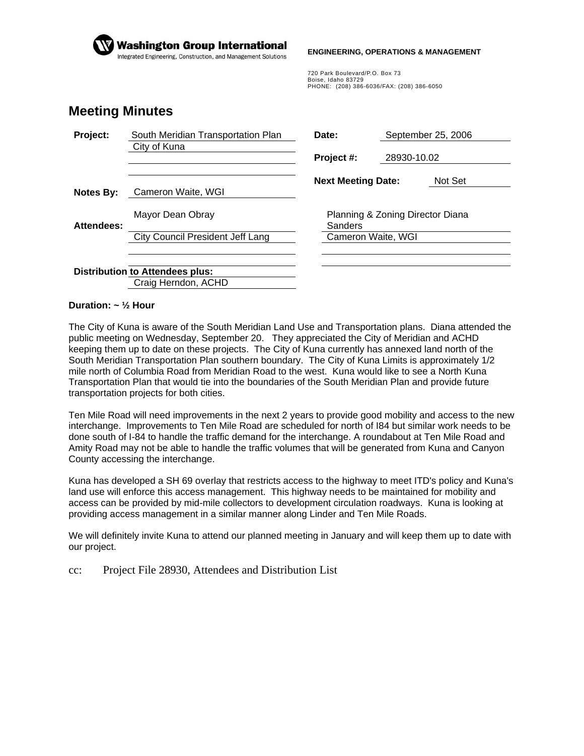**Washington Group International**
Integrated Engineering, Construction, and Management Solutions

**ENGINEERING, OPERATIONS & MANAGEMENT**

720 Park Boulevard/P.O. Box 73
Boise, Idaho 83729
PHONE: (208) 386-6036/FAX: (208) 386-6050

# Meeting Minutes

| | | | |
|---|---|---|---|
| **Project:** | South Meridian Transportation Plan<br>City of Kuna | **Date:** | September 25, 2006 |
| | | **Project #:** | 28930-10.02 |
| | | **Next Meeting Date:** | Not Set |
| **Notes By:** | Cameron Waite, WGI | | |
| **Attendees:** | Mayor Dean Obray | Planning & Zoning Director Diana Sanders | |
| | City Council President Jeff Lang | Cameron Waite, WGI | |
| **Distribution to Attendees plus:** | Craig Herndon, ACHD | | |

**Duration: ~ ½ Hour**

The City of Kuna is aware of the South Meridian Land Use and Transportation plans. Diana attended the public meeting on Wednesday, September 20. They appreciated the City of Meridian and ACHD keeping them up to date on these projects. The City of Kuna currently has annexed land north of the South Meridian Transportation Plan southern boundary. The City of Kuna Limits is approximately 1/2 mile north of Columbia Road from Meridian Road to the west. Kuna would like to see a North Kuna Transportation Plan that would tie into the boundaries of the South Meridian Plan and provide future transportation projects for both cities.

Ten Mile Road will need improvements in the next 2 years to provide good mobility and access to the new interchange. Improvements to Ten Mile Road are scheduled for north of I84 but similar work needs to be done south of I-84 to handle the traffic demand for the interchange. A roundabout at Ten Mile Road and Amity Road may not be able to handle the traffic volumes that will be generated from Kuna and Canyon County accessing the interchange.

Kuna has developed a SH 69 overlay that restricts access to the highway to meet ITD's policy and Kuna's land use will enforce this access management. This highway needs to be maintained for mobility and access can be provided by mid-mile collectors to development circulation roadways. Kuna is looking at providing access management in a similar manner along Linder and Ten Mile Roads.

We will definitely invite Kuna to attend our planned meeting in January and will keep them up to date with our project.

cc: Project File 28930, Attendees and Distribution List